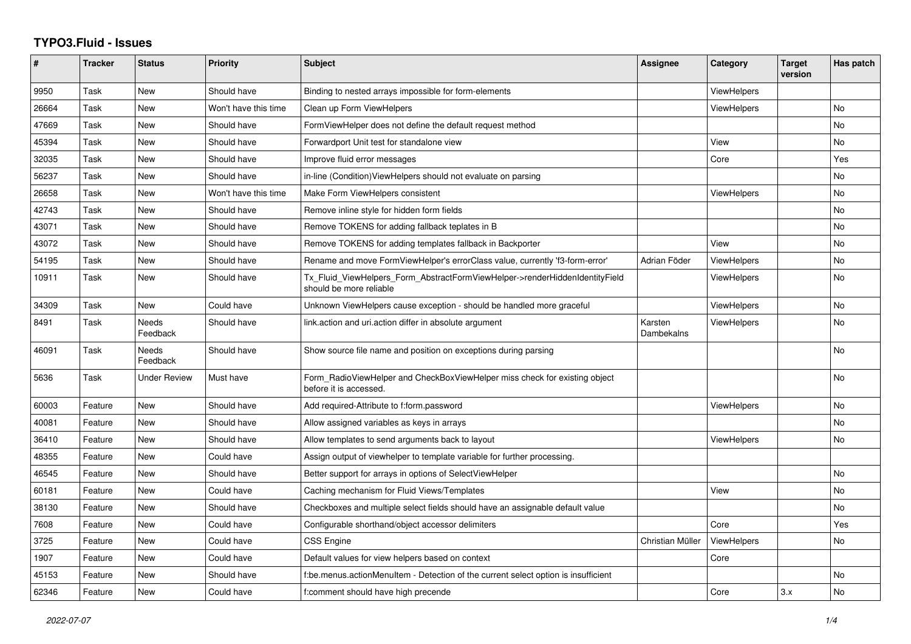# TYPO3.Fluid - Issues

| # | Tracker | Status | Priority | Subject | Assignee | Category | Target version | Has patch |
|---|---|---|---|---|---|---|---|---|
| 9950 | Task | New | Should have | Binding to nested arrays impossible for form-elements | | ViewHelpers | | |
| 26664 | Task | New | Won't have this time | Clean up Form ViewHelpers | | ViewHelpers | | No |
| 47669 | Task | New | Should have | FormViewHelper does not define the default request method | | | | No |
| 45394 | Task | New | Should have | Forwardport Unit test for standalone view | | View | | No |
| 32035 | Task | New | Should have | Improve fluid error messages | | Core | | Yes |
| 56237 | Task | New | Should have | in-line (Condition)ViewHelpers should not evaluate on parsing | | | | No |
| 26658 | Task | New | Won't have this time | Make Form ViewHelpers consistent | | ViewHelpers | | No |
| 42743 | Task | New | Should have | Remove inline style for hidden form fields | | | | No |
| 43071 | Task | New | Should have | Remove TOKENS for adding fallback teplates in B | | | | No |
| 43072 | Task | New | Should have | Remove TOKENS for adding templates fallback in Backporter | | View | | No |
| 54195 | Task | New | Should have | Rename and move FormViewHelper's errorClass value, currently 'f3-form-error' | Adrian Föder | ViewHelpers | | No |
| 10911 | Task | New | Should have | Tx_Fluid_ViewHelpers_Form_AbstractFormViewHelper->renderHiddenIdentityField should be more reliable | | ViewHelpers | | No |
| 34309 | Task | New | Could have | Unknown ViewHelpers cause exception - should be handled more graceful | | ViewHelpers | | No |
| 8491 | Task | Needs Feedback | Should have | link.action and uri.action differ in absolute argument | Karsten Dambekalns | ViewHelpers | | No |
| 46091 | Task | Needs Feedback | Should have | Show source file name and position on exceptions during parsing | | | | No |
| 5636 | Task | Under Review | Must have | Form_RadioViewHelper and CheckBoxViewHelper miss check for existing object before it is accessed. | | | | No |
| 60003 | Feature | New | Should have | Add required-Attribute to f:form.password | | ViewHelpers | | No |
| 40081 | Feature | New | Should have | Allow assigned variables as keys in arrays | | | | No |
| 36410 | Feature | New | Should have | Allow templates to send arguments back to layout | | ViewHelpers | | No |
| 48355 | Feature | New | Could have | Assign output of viewhelper to template variable for further processing. | | | | |
| 46545 | Feature | New | Should have | Better support for arrays in options of SelectViewHelper | | | | No |
| 60181 | Feature | New | Could have | Caching mechanism for Fluid Views/Templates | | View | | No |
| 38130 | Feature | New | Should have | Checkboxes and multiple select fields should have an assignable default value | | | | No |
| 7608 | Feature | New | Could have | Configurable shorthand/object accessor delimiters | | Core | | Yes |
| 3725 | Feature | New | Could have | CSS Engine | Christian Müller | ViewHelpers | | No |
| 1907 | Feature | New | Could have | Default values for view helpers based on context | | Core | | |
| 45153 | Feature | New | Should have | f:be.menus.actionMenuItem - Detection of the current select option is insufficient | | | | No |
| 62346 | Feature | New | Could have | f:comment should have high precende | | Core | 3.x | No |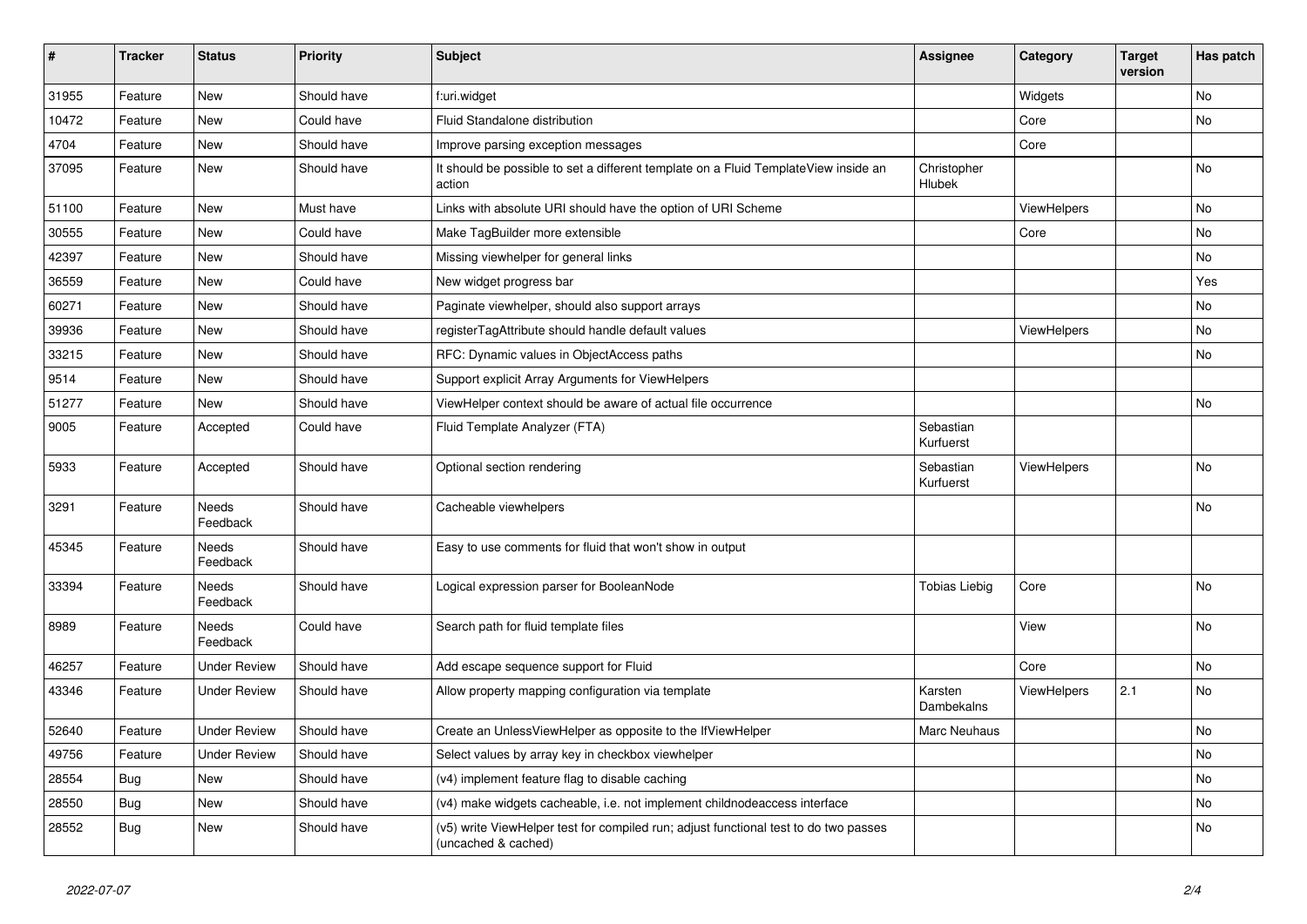| # | Tracker | Status | Priority | Subject | Assignee | Category | Target version | Has patch |
|---|---|---|---|---|---|---|---|---|
| 31955 | Feature | New | Should have | f:uri.widget | | Widgets | | No |
| 10472 | Feature | New | Could have | Fluid Standalone distribution | | Core | | No |
| 4704 | Feature | New | Should have | Improve parsing exception messages | | Core | | |
| 37095 | Feature | New | Should have | It should be possible to set a different template on a Fluid TemplateView inside an action | Christopher Hlubek | | | No |
| 51100 | Feature | New | Must have | Links with absolute URI should have the option of URI Scheme | | ViewHelpers | | No |
| 30555 | Feature | New | Could have | Make TagBuilder more extensible | | Core | | No |
| 42397 | Feature | New | Should have | Missing viewhelper for general links | | | | No |
| 36559 | Feature | New | Could have | New widget progress bar | | | | Yes |
| 60271 | Feature | New | Should have | Paginate viewhelper, should also support arrays | | | | No |
| 39936 | Feature | New | Should have | registerTagAttribute should handle default values | | ViewHelpers | | No |
| 33215 | Feature | New | Should have | RFC: Dynamic values in ObjectAccess paths | | | | No |
| 9514 | Feature | New | Should have | Support explicit Array Arguments for ViewHelpers | | | | |
| 51277 | Feature | New | Should have | ViewHelper context should be aware of actual file occurrence | | | | No |
| 9005 | Feature | Accepted | Could have | Fluid Template Analyzer (FTA) | Sebastian Kurfuerst | | | |
| 5933 | Feature | Accepted | Should have | Optional section rendering | Sebastian Kurfuerst | ViewHelpers | | No |
| 3291 | Feature | Needs Feedback | Should have | Cacheable viewhelpers | | | | No |
| 45345 | Feature | Needs Feedback | Should have | Easy to use comments for fluid that won't show in output | | | | |
| 33394 | Feature | Needs Feedback | Should have | Logical expression parser for BooleanNode | Tobias Liebig | Core | | No |
| 8989 | Feature | Needs Feedback | Could have | Search path for fluid template files | | View | | No |
| 46257 | Feature | Under Review | Should have | Add escape sequence support for Fluid | | Core | | No |
| 43346 | Feature | Under Review | Should have | Allow property mapping configuration via template | Karsten Dambekalns | ViewHelpers | 2.1 | No |
| 52640 | Feature | Under Review | Should have | Create an UnlessViewHelper as opposite to the IfViewHelper | Marc Neuhaus | | | No |
| 49756 | Feature | Under Review | Should have | Select values by array key in checkbox viewhelper | | | | No |
| 28554 | Bug | New | Should have | (v4) implement feature flag to disable caching | | | | No |
| 28550 | Bug | New | Should have | (v4) make widgets cacheable, i.e. not implement childnodeaccess interface | | | | No |
| 28552 | Bug | New | Should have | (v5) write ViewHelper test for compiled run; adjust functional test to do two passes (uncached & cached) | | | | No |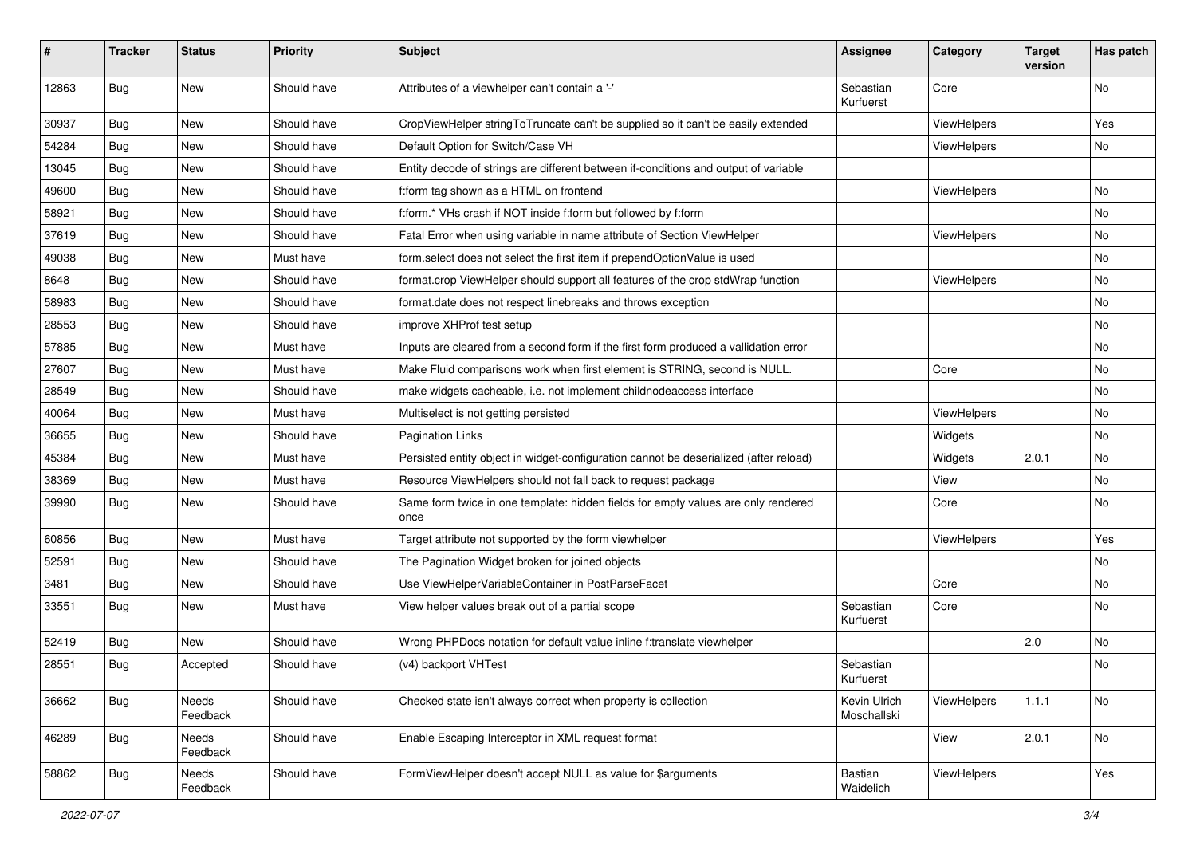| # | Tracker | Status | Priority | Subject | Assignee | Category | Target version | Has patch |
|---|---|---|---|---|---|---|---|---|
| 12863 | Bug | New | Should have | Attributes of a viewhelper can't contain a '-' | Sebastian Kurfuerst | Core | | No |
| 30937 | Bug | New | Should have | CropViewHelper stringToTruncate can't be supplied so it can't be easily extended | | ViewHelpers | | Yes |
| 54284 | Bug | New | Should have | Default Option for Switch/Case VH | | ViewHelpers | | No |
| 13045 | Bug | New | Should have | Entity decode of strings are different between if-conditions and output of variable | | | | |
| 49600 | Bug | New | Should have | f:form tag shown as a HTML on frontend | | ViewHelpers | | No |
| 58921 | Bug | New | Should have | f:form.* VHs crash if NOT inside f:form but followed by f:form | | | | No |
| 37619 | Bug | New | Should have | Fatal Error when using variable in name attribute of Section ViewHelper | | ViewHelpers | | No |
| 49038 | Bug | New | Must have | form.select does not select the first item if prependOptionValue is used | | | | No |
| 8648 | Bug | New | Should have | format.crop ViewHelper should support all features of the crop stdWrap function | | ViewHelpers | | No |
| 58983 | Bug | New | Should have | format.date does not respect linebreaks and throws exception | | | | No |
| 28553 | Bug | New | Should have | improve XHProf test setup | | | | No |
| 57885 | Bug | New | Must have | Inputs are cleared from a second form if the first form produced a vallidation error | | | | No |
| 27607 | Bug | New | Must have | Make Fluid comparisons work when first element is STRING, second is NULL. | | Core | | No |
| 28549 | Bug | New | Should have | make widgets cacheable, i.e. not implement childnodeaccess interface | | | | No |
| 40064 | Bug | New | Must have | Multiselect is not getting persisted | | ViewHelpers | | No |
| 36655 | Bug | New | Should have | Pagination Links | | Widgets | | No |
| 45384 | Bug | New | Must have | Persisted entity object in widget-configuration cannot be deserialized (after reload) | | Widgets | 2.0.1 | No |
| 38369 | Bug | New | Must have | Resource ViewHelpers should not fall back to request package | | View | | No |
| 39990 | Bug | New | Should have | Same form twice in one template: hidden fields for empty values are only rendered once | | Core | | No |
| 60856 | Bug | New | Must have | Target attribute not supported by the form viewhelper | | ViewHelpers | | Yes |
| 52591 | Bug | New | Should have | The Pagination Widget broken for joined objects | | | | No |
| 3481 | Bug | New | Should have | Use ViewHelperVariableContainer in PostParseFacet | | Core | | No |
| 33551 | Bug | New | Must have | View helper values break out of a partial scope | Sebastian Kurfuerst | Core | | No |
| 52419 | Bug | New | Should have | Wrong PHPDocs notation for default value inline f:translate viewhelper | | | 2.0 | No |
| 28551 | Bug | Accepted | Should have | (v4) backport VHTest | Sebastian Kurfuerst | | | No |
| 36662 | Bug | Needs Feedback | Should have | Checked state isn't always correct when property is collection | Kevin Ulrich Moschallski | ViewHelpers | 1.1.1 | No |
| 46289 | Bug | Needs Feedback | Should have | Enable Escaping Interceptor in XML request format | | View | 2.0.1 | No |
| 58862 | Bug | Needs Feedback | Should have | FormViewHelper doesn't accept NULL as value for $arguments | Bastian Waidelich | ViewHelpers | | Yes |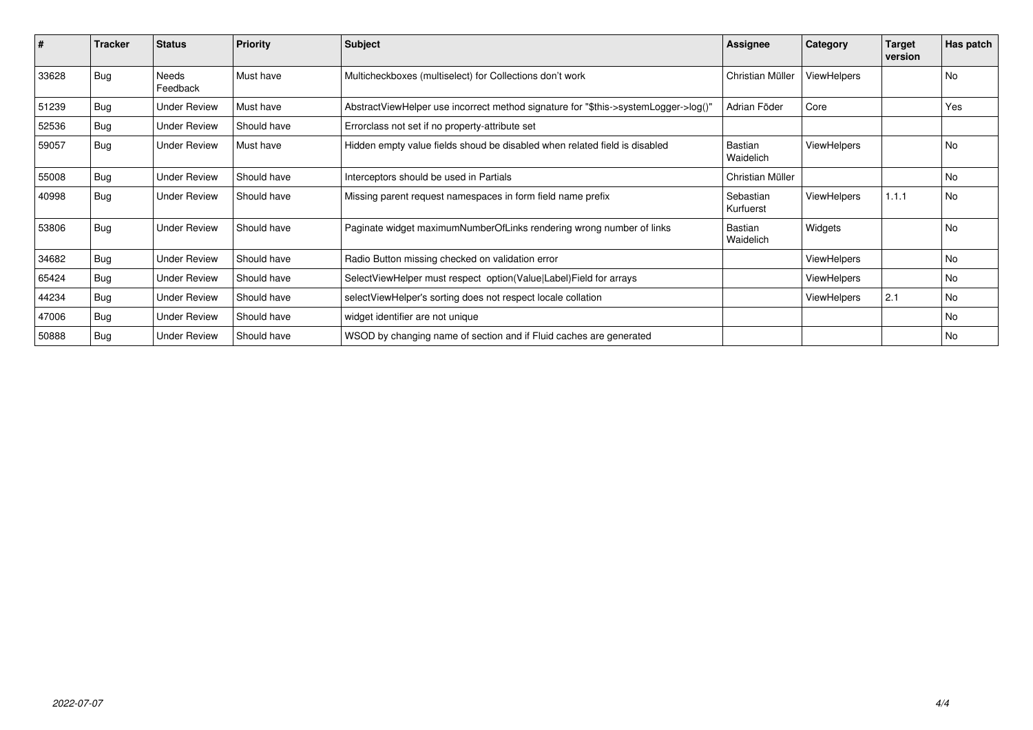| # | Tracker | Status | Priority | Subject | Assignee | Category | Target version | Has patch |
|---|---|---|---|---|---|---|---|---|
| 33628 | Bug | Needs Feedback | Must have | Multicheckboxes (multiselect) for Collections don't work | Christian Müller | ViewHelpers | | No |
| 51239 | Bug | Under Review | Must have | AbstractViewHelper use incorrect method signature for "$this->systemLogger->log()" | Adrian Föder | Core | | Yes |
| 52536 | Bug | Under Review | Should have | Errorclass not set if no property-attribute set | | | | |
| 59057 | Bug | Under Review | Must have | Hidden empty value fields shoud be disabled when related field is disabled | Bastian Waidelich | ViewHelpers | | No |
| 55008 | Bug | Under Review | Should have | Interceptors should be used in Partials | Christian Müller | | | No |
| 40998 | Bug | Under Review | Should have | Missing parent request namespaces in form field name prefix | Sebastian Kurfuerst | ViewHelpers | 1.1.1 | No |
| 53806 | Bug | Under Review | Should have | Paginate widget maximumNumberOfLinks rendering wrong number of links | Bastian Waidelich | Widgets | | No |
| 34682 | Bug | Under Review | Should have | Radio Button missing checked on validation error | | ViewHelpers | | No |
| 65424 | Bug | Under Review | Should have | SelectViewHelper must respect option(Value\|Label)Field for arrays | | ViewHelpers | | No |
| 44234 | Bug | Under Review | Should have | selectViewHelper's sorting does not respect locale collation | | ViewHelpers | 2.1 | No |
| 47006 | Bug | Under Review | Should have | widget identifier are not unique | | | | No |
| 50888 | Bug | Under Review | Should have | WSOD by changing name of section and if Fluid caches are generated | | | | No |